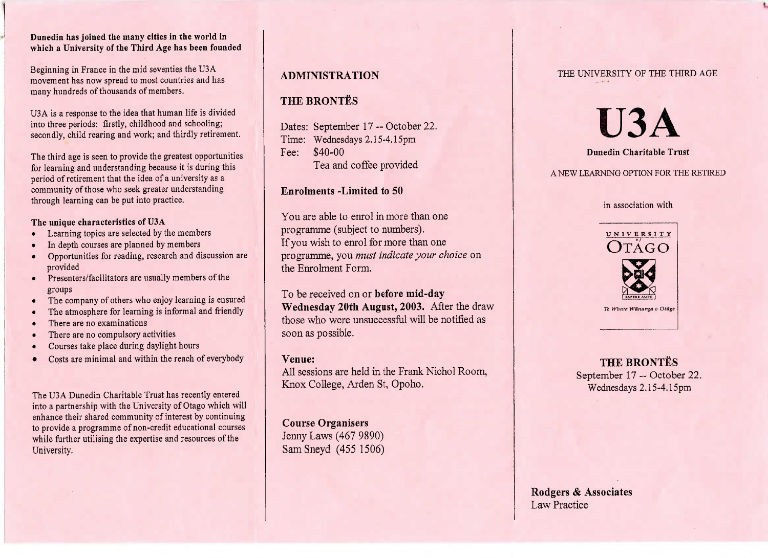**Dunedin has joined the many cities in the world in which a University of the Third Age has been founded**

Beginning in France in the mid seventies the U3A movement has now spread to most countries and has many hundreds of thousands of members.

U3A is a response to the idea that human life is divided into three periods: firstly, childhood and schooling; secondly, child rearing and work; and thirdly retirement.

The third age is seen to provide the greatest opportunities for learning and understanding because it is during this period of retirement that the idea of a university as a community of those who seek greater understanding through learning can be put into practice.

**The unique characteristics of U3A**

- Learning topics are selected by the members
- In depth courses are planned by members
- Opportunities for reading, research and discussion are provided
- Presenters/facilitators are usually members of the groups
- The company of others who enjoy learning is ensured
- The atmosphere for learning is informal and friendly
- There are no examinations
- There are no compulsory activities
- Courses take place during daylight hours
- Costs are minimal and within the reach of everybody

The U3A Dunedin Charitable Trust has recently entered into a partnership with the University of Otago which will enhance their shared community of interest by continuing to provide a programme of non-credit educational courses while further utilising the expertise and resources of the University.

## ADMINISTRATION

## THE BRONTËS

Dates: September 17 -- October 22.
Time: Wednesdays 2.15-4.15pm
Fee: $40-00
Tea and coffee provided

**Enrolments -Limited to 50**

You are able to enrol in more than one programme (subject to numbers).
If you wish to enrol for more than one programme, you *must indicate your choice* on the Enrolment Form.

To be received on or **before mid-day Wednesday 20th August, 2003.** After the draw those who were unsuccessful will be notified as soon as possible.

**Venue:**
All sessions are held in the Frank Nichol Room, Knox College, Arden St, Opoho.

**Course Organisers**
Jenny Laws (467 9890)
Sam Sneyd (455 1506)

THE UNIVERSITY OF THE THIRD AGE

# U3A

**Dunedin Charitable Trust**

A NEW LEARNING OPTION FOR THE RETIRED

in association with

UNIVERSITY of OTAGO
SAPERE AUDE
Te Whare Wānanga o Otāgo

**THE BRONTËS**
September 17 -- October 22.
Wednesdays 2.15-4.15pm

**Rodgers & Associates**
Law Practice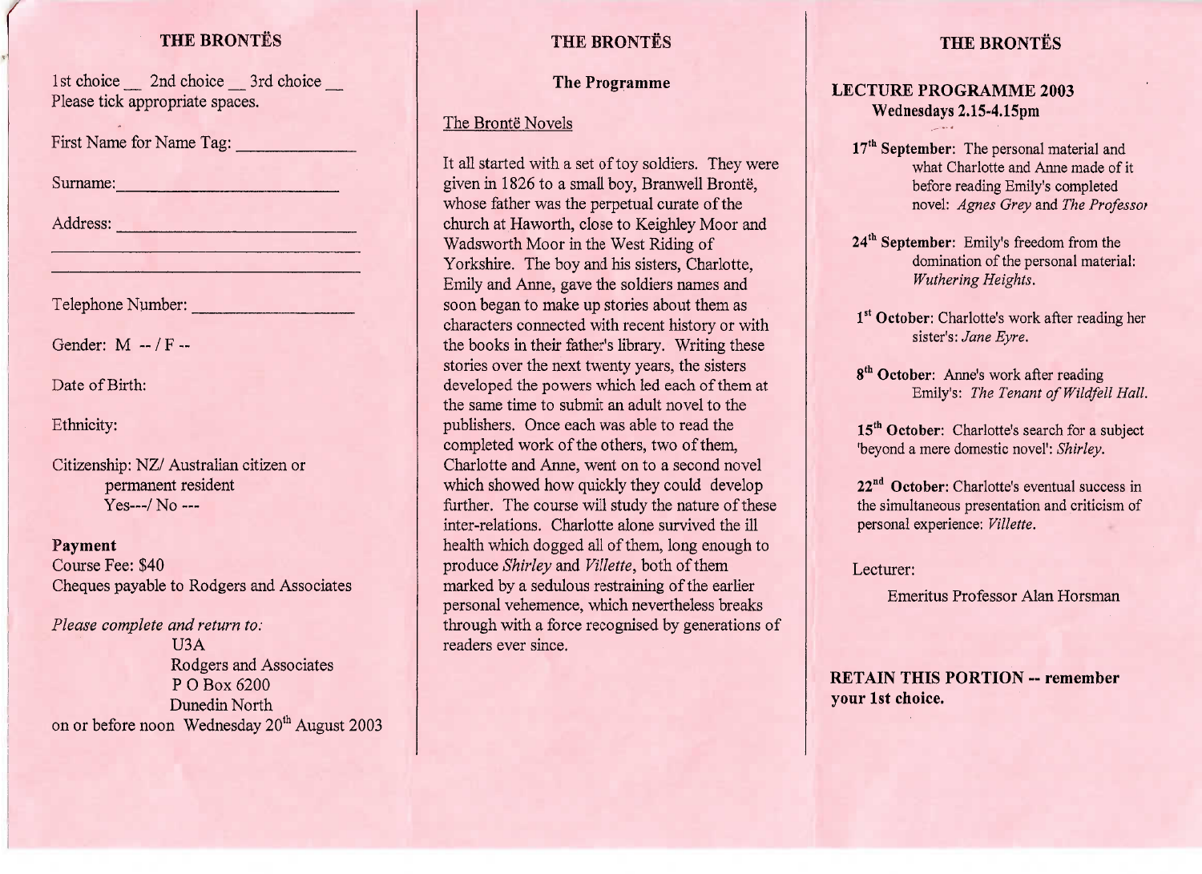## THE BRONTËS

1st choice __ 2nd choice __ 3rd choice __
Please tick appropriate spaces.

First Name for Name Tag: ____________

Surname: ________________________

Address: ________________________

________________________________

________________________________

Telephone Number: ________________

Gender: M -- / F --

Date of Birth:

Ethnicity:

Citizenship: NZ/ Australian citizen or permanent resident
Yes---/ No ---

**Payment**
Course Fee: $40
Cheques payable to Rodgers and Associates

*Please complete and return to:*
U3A
Rodgers and Associates
P O Box 6200
Dunedin North
on or before noon Wednesday 20th August 2003

## THE BRONTËS

### The Programme

The Brontë Novels

It all started with a set of toy soldiers. They were given in 1826 to a small boy, Branwell Brontë, whose father was the perpetual curate of the church at Haworth, close to Keighley Moor and Wadsworth Moor in the West Riding of Yorkshire. The boy and his sisters, Charlotte, Emily and Anne, gave the soldiers names and soon began to make up stories about them as characters connected with recent history or with the books in their father's library. Writing these stories over the next twenty years, the sisters developed the powers which led each of them at the same time to submit an adult novel to the publishers. Once each was able to read the completed work of the others, two of them, Charlotte and Anne, went on to a second novel which showed how quickly they could develop further. The course will study the nature of these inter-relations. Charlotte alone survived the ill health which dogged all of them, long enough to produce *Shirley* and *Villette*, both of them marked by a sedulous restraining of the earlier personal vehemence, which nevertheless breaks through with a force recognised by generations of readers ever since.

## THE BRONTËS

### LECTURE PROGRAMME 2003
### Wednesdays 2.15-4.15pm

**17th September**: The personal material and what Charlotte and Anne made of it before reading Emily's completed novel: *Agnes Grey* and *The Professor*

**24th September**: Emily's freedom from the domination of the personal material: *Wuthering Heights*.

**1st October**: Charlotte's work after reading her sister's: *Jane Eyre*.

**8th October**: Anne's work after reading Emily's: *The Tenant of Wildfell Hall*.

**15th October**: Charlotte's search for a subject 'beyond a mere domestic novel': *Shirley*.

**22nd October**: Charlotte's eventual success in the simultaneous presentation and criticism of personal experience: *Villette*.

Lecturer:

Emeritus Professor Alan Horsman

**RETAIN THIS PORTION -- remember your 1st choice.**